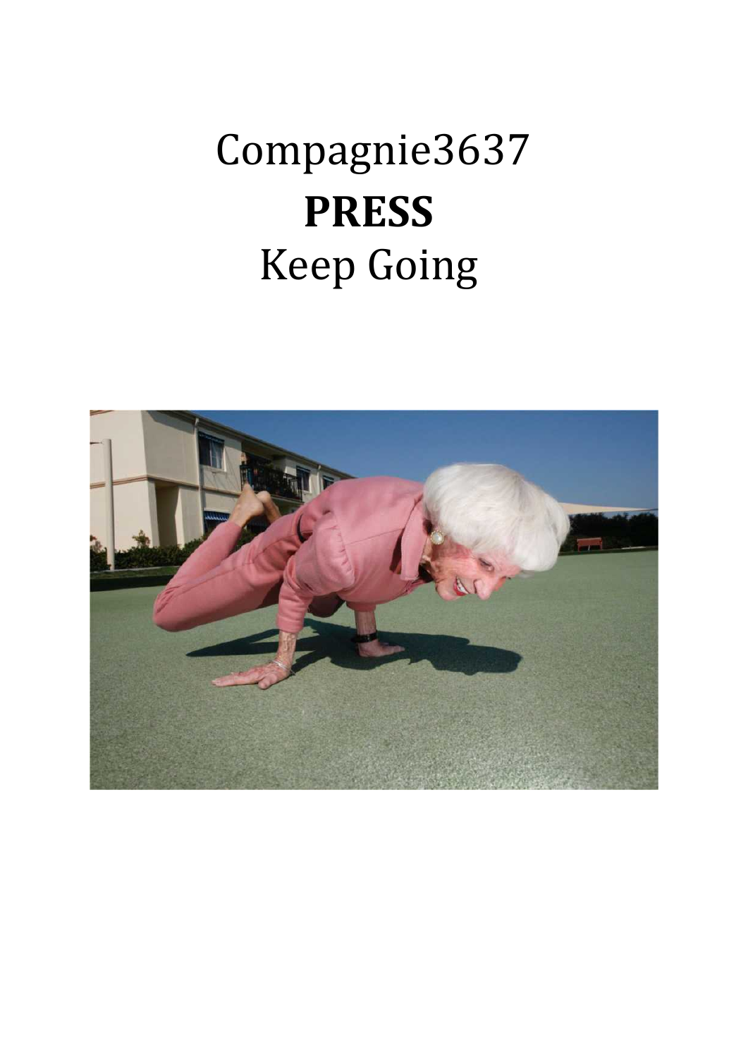# Compagnie3637

# **PRESS**

# Keep Going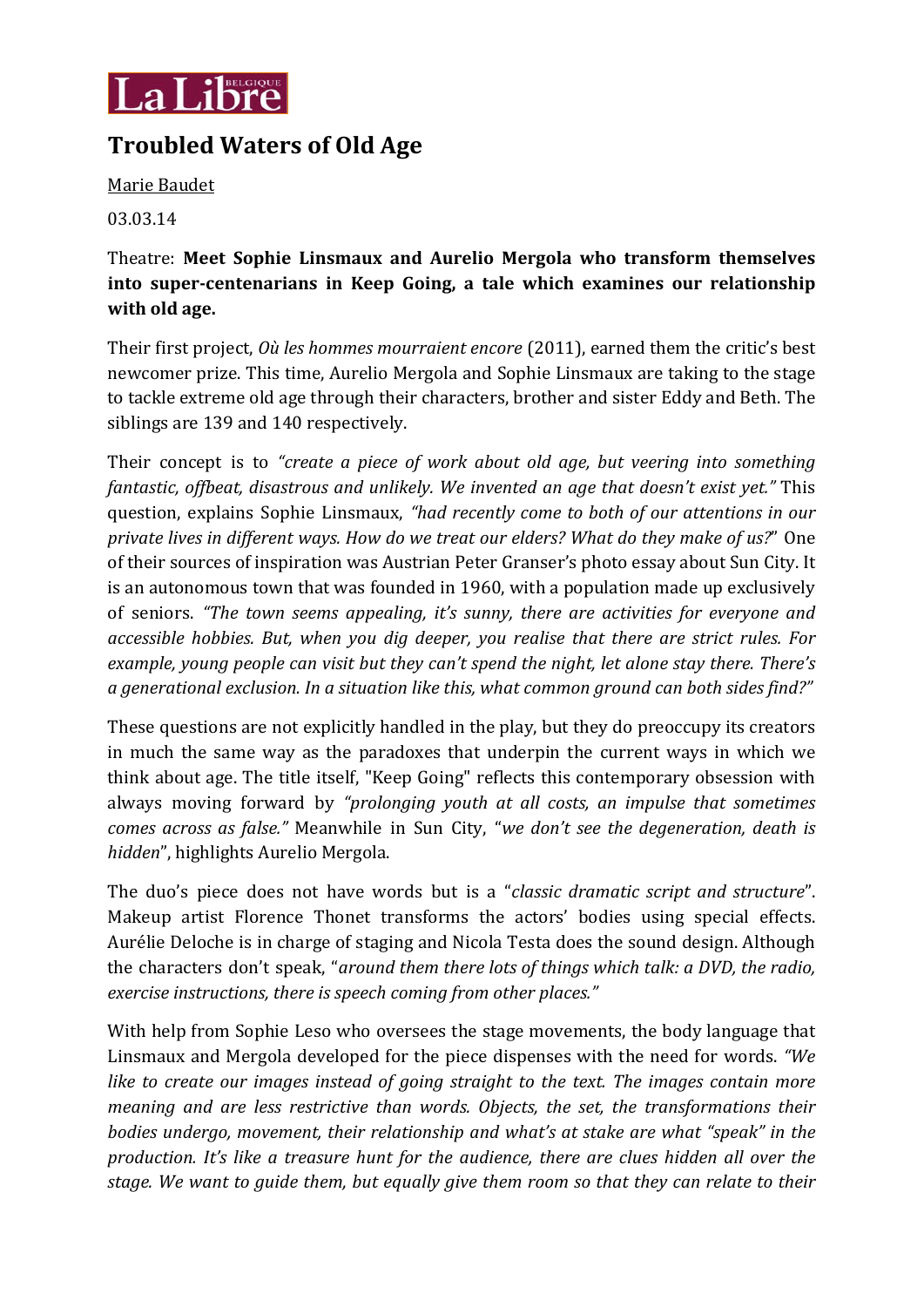La Libre Belgique

# Troubled Waters of Old Age

Marie Baudet

03.03.14

Theatre: **Meet Sophie Linsmaux and Aurelio Mergola who transform themselves into super-centenarians in Keep Going, a tale which examines our relationship with old age.**

Their first project, *Où les hommes mourraient encore* (2011), earned them the critic's best newcomer prize. This time, Aurelio Mergola and Sophie Linsmaux are taking to the stage to tackle extreme old age through their characters, brother and sister Eddy and Beth. The siblings are 139 and 140 respectively.

Their concept is to *"create a piece of work about old age, but veering into something fantastic, offbeat, disastrous and unlikely. We invented an age that doesn't exist yet."* This question, explains Sophie Linsmaux, *"had recently come to both of our attentions in our private lives in different ways. How do we treat our elders? What do they make of us?*" One of their sources of inspiration was Austrian Peter Granser's photo essay about Sun City. It is an autonomous town that was founded in 1960, with a population made up exclusively of seniors. *"The town seems appealing, it's sunny, there are activities for everyone and accessible hobbies. But, when you dig deeper, you realise that there are strict rules. For example, young people can visit but they can't spend the night, let alone stay there. There's a generational exclusion. In a situation like this, what common ground can both sides find?"*

These questions are not explicitly handled in the play, but they do preoccupy its creators in much the same way as the paradoxes that underpin the current ways in which we think about age. The title itself, "Keep Going" reflects this contemporary obsession with always moving forward by *"prolonging youth at all costs, an impulse that sometimes comes across as false."* Meanwhile in Sun City, "*we don't see the degeneration, death is hidden*", highlights Aurelio Mergola.

The duo's piece does not have words but is a "*classic dramatic script and structure*". Makeup artist Florence Thonet transforms the actors' bodies using special effects. Aurélie Deloche is in charge of staging and Nicola Testa does the sound design. Although the characters don't speak, "*around them there lots of things which talk: a DVD, the radio, exercise instructions, there is speech coming from other places."*

With help from Sophie Leso who oversees the stage movements, the body language that Linsmaux and Mergola developed for the piece dispenses with the need for words. *"We like to create our images instead of going straight to the text. The images contain more meaning and are less restrictive than words. Objects, the set, the transformations their bodies undergo, movement, their relationship and what's at stake are what "speak" in the production. It's like a treasure hunt for the audience, there are clues hidden all over the stage. We want to guide them, but equally give them room so that they can relate to their*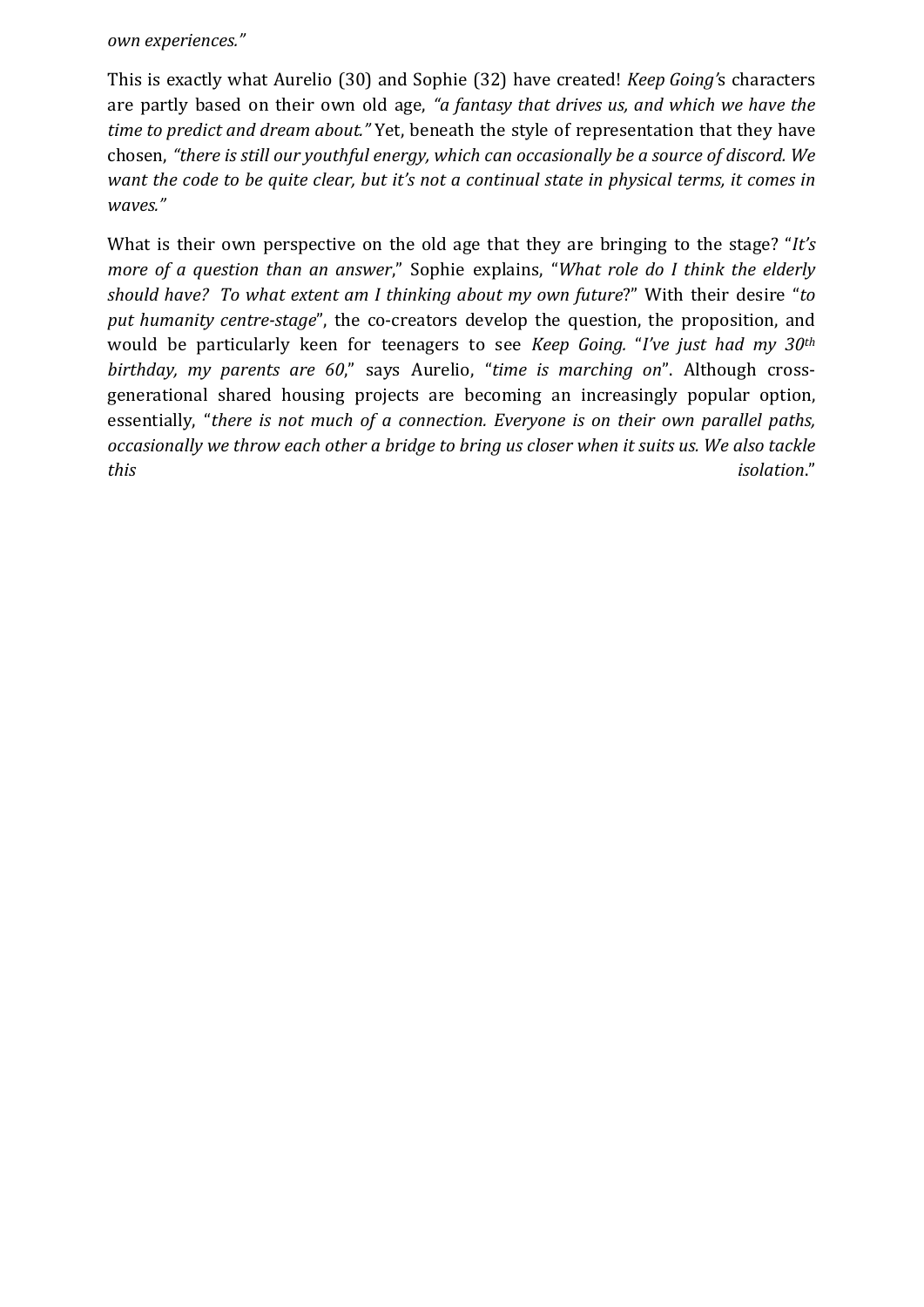*own experiences."*

This is exactly what Aurelio (30) and Sophie (32) have created! *Keep Going'*s characters are partly based on their own old age, *"a fantasy that drives us, and which we have the time to predict and dream about."* Yet, beneath the style of representation that they have chosen, *"there is still our youthful energy, which can occasionally be a source of discord. We want the code to be quite clear, but it's not a continual state in physical terms, it comes in waves."*

What is their own perspective on the old age that they are bringing to the stage? "*It's more of a question than an answer*," Sophie explains, "*What role do I think the elderly should have? To what extent am I thinking about my own future*?" With their desire "*to put humanity centre-stage*", the co-creators develop the question, the proposition, and would be particularly keen for teenagers to see *Keep Going.* "*I've just had my 30th birthday, my parents are 60*," says Aurelio, "*time is marching on*". Although cross-generational shared housing projects are becoming an increasingly popular option, essentially, "*there is not much of a connection. Everyone is on their own parallel paths, occasionally we throw each other a bridge to bring us closer when it suits us. We also tackle this isolation*."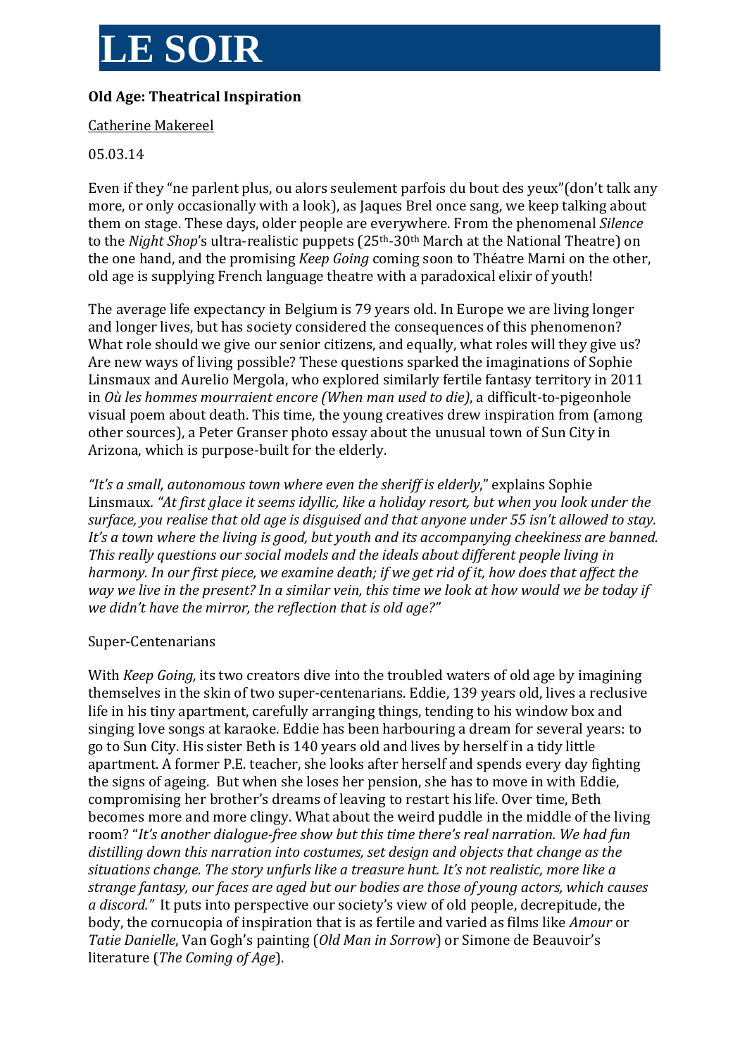# LE SOIR

**Old Age: Theatrical Inspiration**

Catherine Makereel

05.03.14

Even if they "ne parlent plus, ou alors seulement parfois du bout des yeux"(don't talk any more, or only occasionally with a look), as Jaques Brel once sang, we keep talking about them on stage. These days, older people are everywhere. From the phenomenal *Silence* to the *Night Shop*'s ultra-realistic puppets (25th-30th March at the National Theatre) on the one hand, and the promising *Keep Going* coming soon to Théatre Marni on the other, old age is supplying French language theatre with a paradoxical elixir of youth!

The average life expectancy in Belgium is 79 years old. In Europe we are living longer and longer lives, but has society considered the consequences of this phenomenon? What role should we give our senior citizens, and equally, what roles will they give us? Are new ways of living possible? These questions sparked the imaginations of Sophie Linsmaux and Aurelio Mergola, who explored similarly fertile fantasy territory in 2011 in *Où les hommes mourraient encore (When man used to die)*, a difficult-to-pigeonhole visual poem about death. This time, the young creatives drew inspiration from (among other sources), a Peter Granser photo essay about the unusual town of Sun City in Arizona, which is purpose-built for the elderly.

*"It's a small, autonomous town where even the sheriff is elderly*," explains Sophie Linsmaux*. "At first glace it seems idyllic, like a holiday resort, but when you look under the surface, you realise that old age is disguised and that anyone under 55 isn't allowed to stay. It's a town where the living is good, but youth and its accompanying cheekiness are banned. This really questions our social models and the ideals about different people living in harmony. In our first piece, we examine death; if we get rid of it, how does that affect the way we live in the present? In a similar vein, this time we look at how would we be today if we didn't have the mirror, the reflection that is old age?"*

Super-Centenarians

With *Keep Going,* its two creators dive into the troubled waters of old age by imagining themselves in the skin of two super-centenarians. Eddie, 139 years old, lives a reclusive life in his tiny apartment, carefully arranging things, tending to his window box and singing love songs at karaoke. Eddie has been harbouring a dream for several years: to go to Sun City. His sister Beth is 140 years old and lives by herself in a tidy little apartment. A former P.E. teacher, she looks after herself and spends every day fighting the signs of ageing. But when she loses her pension, she has to move in with Eddie, compromising her brother's dreams of leaving to restart his life. Over time, Beth becomes more and more clingy. What about the weird puddle in the middle of the living room? "*It's another dialogue-free show but this time there's real narration. We had fun distilling down this narration into costumes, set design and objects that change as the situations change. The story unfurls like a treasure hunt. It's not realistic, more like a strange fantasy, our faces are aged but our bodies are those of young actors, which causes a discord."* It puts into perspective our society's view of old people, decrepitude, the body, the cornucopia of inspiration that is as fertile and varied as films like *Amour* or *Tatie Danielle*, Van Gogh's painting (*Old Man in Sorrow*) or Simone de Beauvoir's literature (*The Coming of Age*).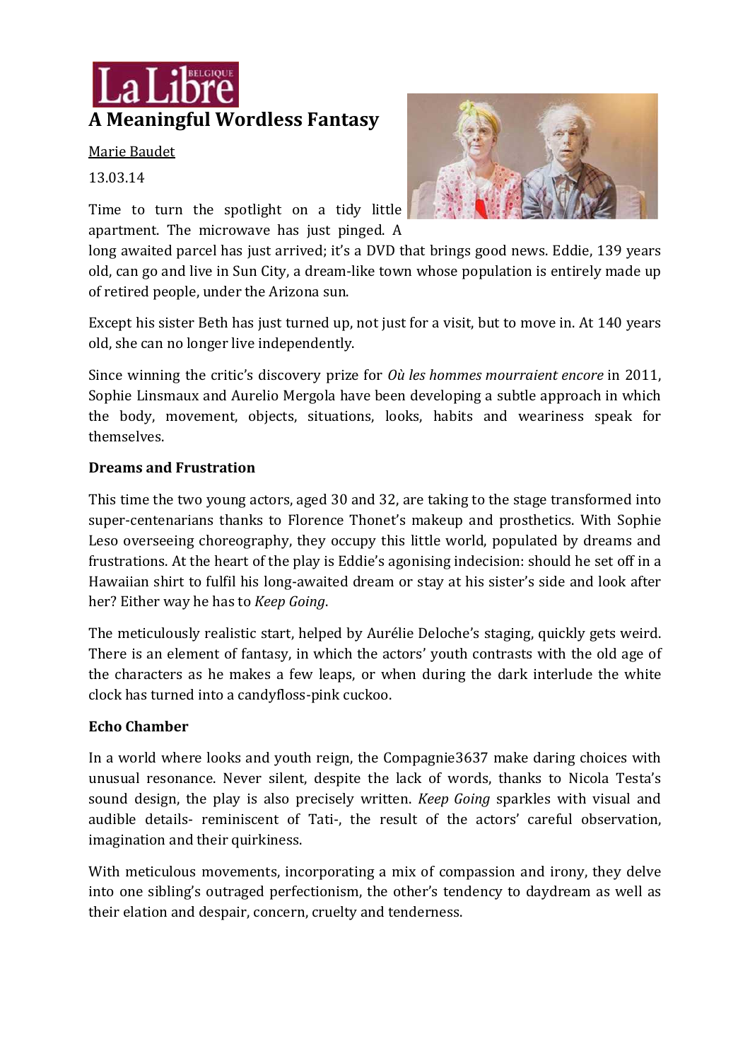La Libre BELGIQUE

# A Meaningful Wordless Fantasy

Marie Baudet

13.03.14

Time to turn the spotlight on a tidy little apartment. The microwave has just pinged. A long awaited parcel has just arrived; it's a DVD that brings good news. Eddie, 139 years old, can go and live in Sun City, a dream-like town whose population is entirely made up of retired people, under the Arizona sun.

Except his sister Beth has just turned up, not just for a visit, but to move in. At 140 years old, she can no longer live independently.

Since winning the critic's discovery prize for *Où les hommes mourraient encore* in 2011, Sophie Linsmaux and Aurelio Mergola have been developing a subtle approach in which the body, movement, objects, situations, looks, habits and weariness speak for themselves.

**Dreams and Frustration**

This time the two young actors, aged 30 and 32, are taking to the stage transformed into super-centenarians thanks to Florence Thonet's makeup and prosthetics. With Sophie Leso overseeing choreography, they occupy this little world, populated by dreams and frustrations. At the heart of the play is Eddie's agonising indecision: should he set off in a Hawaiian shirt to fulfil his long-awaited dream or stay at his sister's side and look after her? Either way he has to *Keep Going*.

The meticulously realistic start, helped by Aurélie Deloche's staging, quickly gets weird. There is an element of fantasy, in which the actors' youth contrasts with the old age of the characters as he makes a few leaps, or when during the dark interlude the white clock has turned into a candyfloss-pink cuckoo.

**Echo Chamber**

In a world where looks and youth reign, the Compagnie3637 make daring choices with unusual resonance. Never silent, despite the lack of words, thanks to Nicola Testa's sound design, the play is also precisely written. *Keep Going* sparkles with visual and audible details- reminiscent of Tati-, the result of the actors' careful observation, imagination and their quirkiness.

With meticulous movements, incorporating a mix of compassion and irony, they delve into one sibling's outraged perfectionism, the other's tendency to daydream as well as their elation and despair, concern, cruelty and tenderness.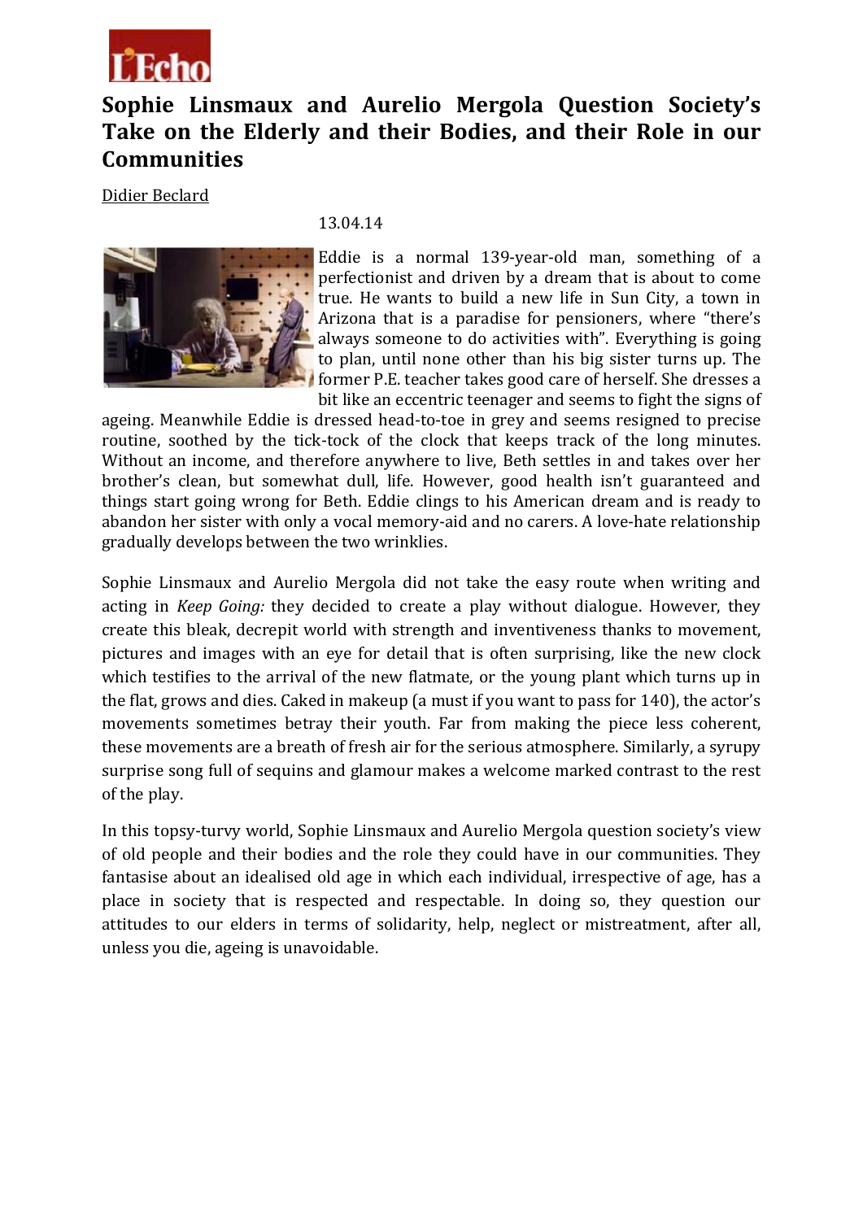L'Echo

# Sophie Linsmaux and Aurelio Mergola Question Society's Take on the Elderly and their Bodies, and their Role in our Communities

Didier Beclard

13.04.14

Eddie is a normal 139-year-old man, something of a perfectionist and driven by a dream that is about to come true. He wants to build a new life in Sun City, a town in Arizona that is a paradise for pensioners, where "there's always someone to do activities with". Everything is going to plan, until none other than his big sister turns up. The former P.E. teacher takes good care of herself. She dresses a bit like an eccentric teenager and seems to fight the signs of ageing. Meanwhile Eddie is dressed head-to-toe in grey and seems resigned to precise routine, soothed by the tick-tock of the clock that keeps track of the long minutes. Without an income, and therefore anywhere to live, Beth settles in and takes over her brother's clean, but somewhat dull, life. However, good health isn't guaranteed and things start going wrong for Beth. Eddie clings to his American dream and is ready to abandon her sister with only a vocal memory-aid and no carers. A love-hate relationship gradually develops between the two wrinklies.

Sophie Linsmaux and Aurelio Mergola did not take the easy route when writing and acting in *Keep Going:* they decided to create a play without dialogue. However, they create this bleak, decrepit world with strength and inventiveness thanks to movement, pictures and images with an eye for detail that is often surprising, like the new clock which testifies to the arrival of the new flatmate, or the young plant which turns up in the flat, grows and dies. Caked in makeup (a must if you want to pass for 140), the actor's movements sometimes betray their youth. Far from making the piece less coherent, these movements are a breath of fresh air for the serious atmosphere. Similarly, a syrupy surprise song full of sequins and glamour makes a welcome marked contrast to the rest of the play.

In this topsy-turvy world, Sophie Linsmaux and Aurelio Mergola question society's view of old people and their bodies and the role they could have in our communities. They fantasise about an idealised old age in which each individual, irrespective of age, has a place in society that is respected and respectable. In doing so, they question our attitudes to our elders in terms of solidarity, help, neglect or mistreatment, after all, unless you die, ageing is unavoidable.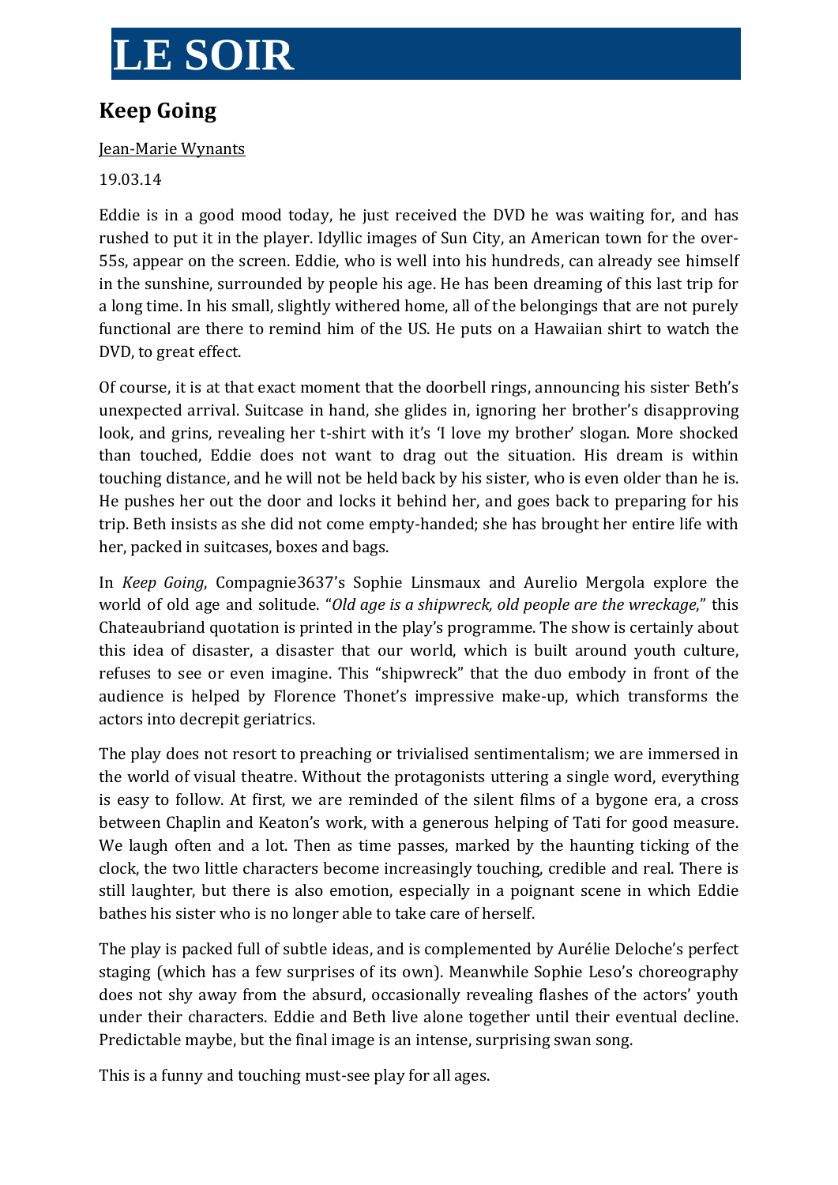# LE SOIR

## Keep Going

Jean-Marie Wynants

19.03.14

Eddie is in a good mood today, he just received the DVD he was waiting for, and has rushed to put it in the player. Idyllic images of Sun City, an American town for the over-55s, appear on the screen. Eddie, who is well into his hundreds, can already see himself in the sunshine, surrounded by people his age. He has been dreaming of this last trip for a long time. In his small, slightly withered home, all of the belongings that are not purely functional are there to remind him of the US. He puts on a Hawaiian shirt to watch the DVD, to great effect.

Of course, it is at that exact moment that the doorbell rings, announcing his sister Beth's unexpected arrival. Suitcase in hand, she glides in, ignoring her brother's disapproving look, and grins, revealing her t-shirt with it's 'I love my brother' slogan. More shocked than touched, Eddie does not want to drag out the situation. His dream is within touching distance, and he will not be held back by his sister, who is even older than he is. He pushes her out the door and locks it behind her, and goes back to preparing for his trip. Beth insists as she did not come empty-handed; she has brought her entire life with her, packed in suitcases, boxes and bags.

In *Keep Going*, Compagnie3637's Sophie Linsmaux and Aurelio Mergola explore the world of old age and solitude. "*Old age is a shipwreck, old people are the wreckage*," this Chateaubriand quotation is printed in the play's programme. The show is certainly about this idea of disaster, a disaster that our world, which is built around youth culture, refuses to see or even imagine. This "shipwreck" that the duo embody in front of the audience is helped by Florence Thonet's impressive make-up, which transforms the actors into decrepit geriatrics.

The play does not resort to preaching or trivialised sentimentalism; we are immersed in the world of visual theatre. Without the protagonists uttering a single word, everything is easy to follow. At first, we are reminded of the silent films of a bygone era, a cross between Chaplin and Keaton's work, with a generous helping of Tati for good measure. We laugh often and a lot. Then as time passes, marked by the haunting ticking of the clock, the two little characters become increasingly touching, credible and real. There is still laughter, but there is also emotion, especially in a poignant scene in which Eddie bathes his sister who is no longer able to take care of herself.

The play is packed full of subtle ideas, and is complemented by Aurélie Deloche's perfect staging (which has a few surprises of its own). Meanwhile Sophie Leso's choreography does not shy away from the absurd, occasionally revealing flashes of the actors' youth under their characters. Eddie and Beth live alone together until their eventual decline. Predictable maybe, but the final image is an intense, surprising swan song.

This is a funny and touching must-see play for all ages.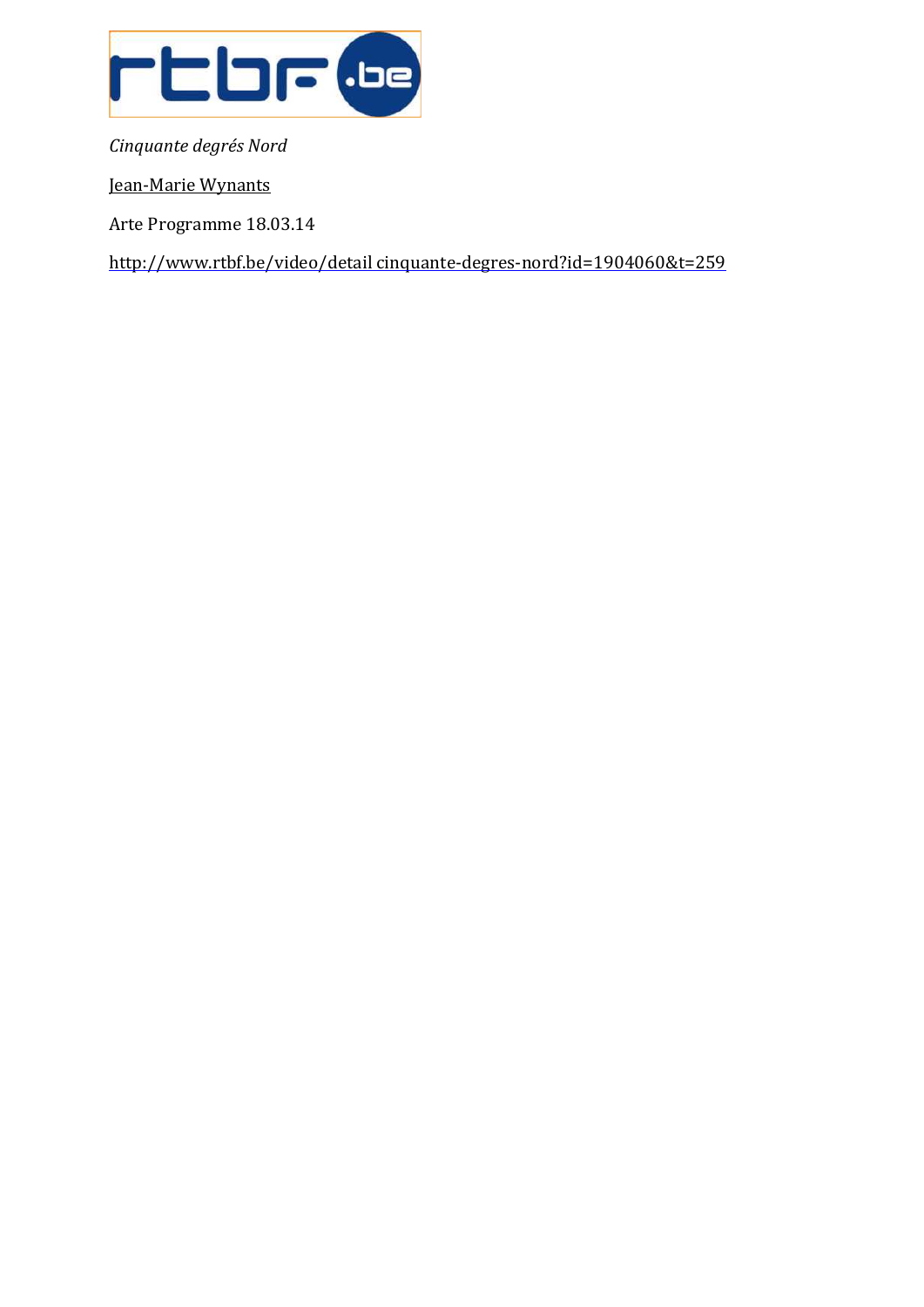*Cinquante degrés Nord*

Jean-Marie Wynants

Arte Programme 18.03.14

http://www.rtbf.be/video/detail cinquante-degres-nord?id=1904060&t=259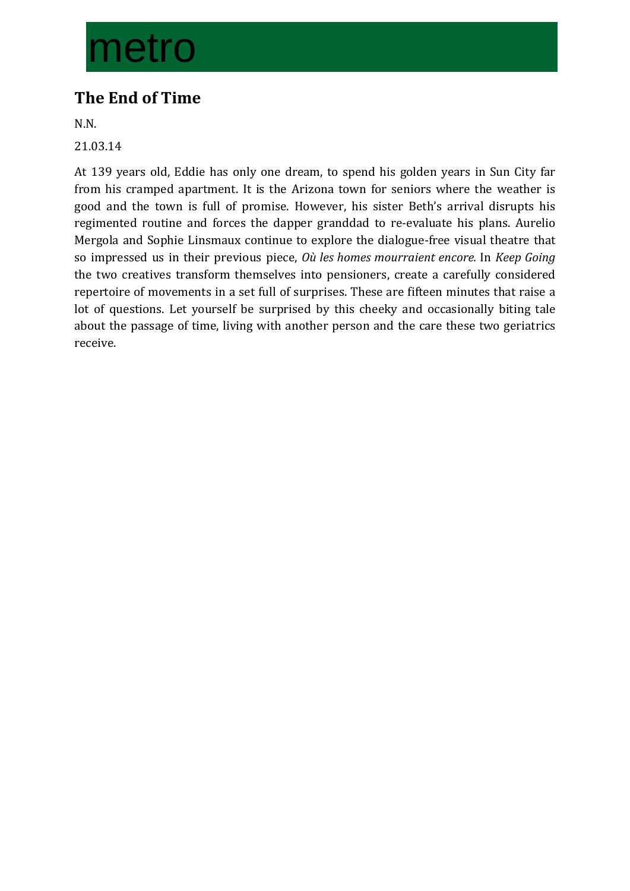# metro

## The End of Time

N.N.

21.03.14

At 139 years old, Eddie has only one dream, to spend his golden years in Sun City far from his cramped apartment. It is the Arizona town for seniors where the weather is good and the town is full of promise. However, his sister Beth's arrival disrupts his regimented routine and forces the dapper granddad to re-evaluate his plans. Aurelio Mergola and Sophie Linsmaux continue to explore the dialogue-free visual theatre that so impressed us in their previous piece, *Où les homes mourraient encore.* In *Keep Going* the two creatives transform themselves into pensioners, create a carefully considered repertoire of movements in a set full of surprises. These are fifteen minutes that raise a lot of questions. Let yourself be surprised by this cheeky and occasionally biting tale about the passage of time, living with another person and the care these two geriatrics receive.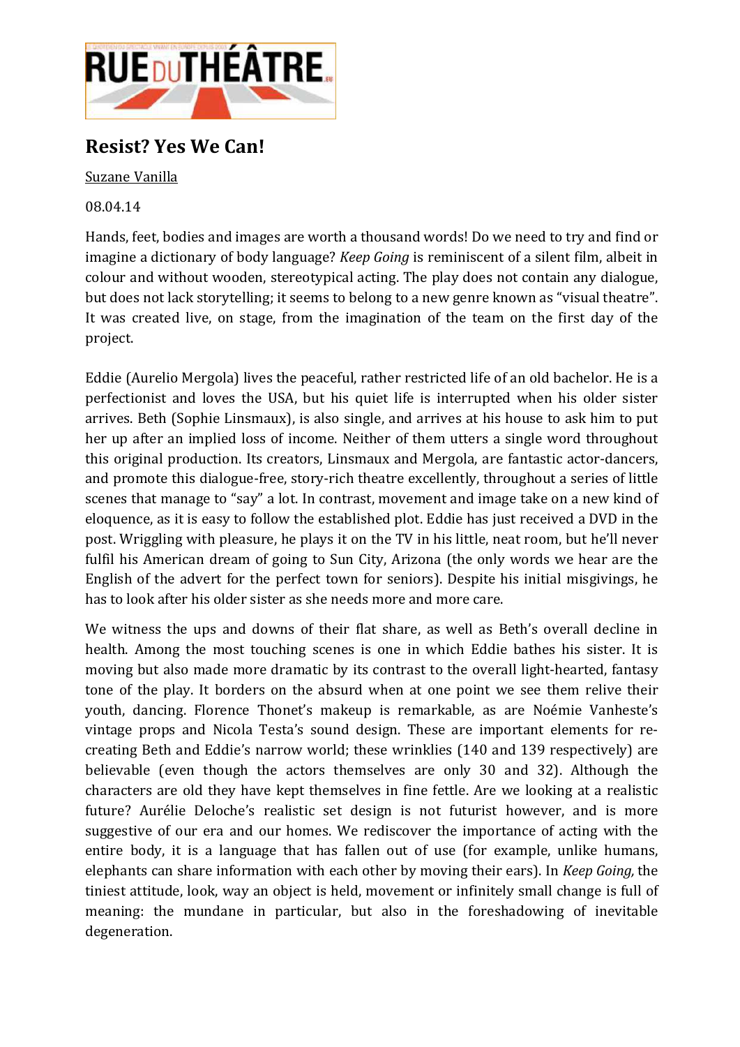# Resist? Yes We Can!

Suzane Vanilla

08.04.14

Hands, feet, bodies and images are worth a thousand words! Do we need to try and find or imagine a dictionary of body language? *Keep Going* is reminiscent of a silent film, albeit in colour and without wooden, stereotypical acting. The play does not contain any dialogue, but does not lack storytelling; it seems to belong to a new genre known as "visual theatre". It was created live, on stage, from the imagination of the team on the first day of the project.

Eddie (Aurelio Mergola) lives the peaceful, rather restricted life of an old bachelor. He is a perfectionist and loves the USA, but his quiet life is interrupted when his older sister arrives. Beth (Sophie Linsmaux), is also single, and arrives at his house to ask him to put her up after an implied loss of income. Neither of them utters a single word throughout this original production. Its creators, Linsmaux and Mergola, are fantastic actor-dancers, and promote this dialogue-free, story-rich theatre excellently, throughout a series of little scenes that manage to "say" a lot. In contrast, movement and image take on a new kind of eloquence, as it is easy to follow the established plot. Eddie has just received a DVD in the post. Wriggling with pleasure, he plays it on the TV in his little, neat room, but he'll never fulfil his American dream of going to Sun City, Arizona (the only words we hear are the English of the advert for the perfect town for seniors). Despite his initial misgivings, he has to look after his older sister as she needs more and more care.

We witness the ups and downs of their flat share, as well as Beth's overall decline in health. Among the most touching scenes is one in which Eddie bathes his sister. It is moving but also made more dramatic by its contrast to the overall light-hearted, fantasy tone of the play. It borders on the absurd when at one point we see them relive their youth, dancing. Florence Thonet's makeup is remarkable, as are Noémie Vanheste's vintage props and Nicola Testa's sound design. These are important elements for re-creating Beth and Eddie's narrow world; these wrinklies (140 and 139 respectively) are believable (even though the actors themselves are only 30 and 32). Although the characters are old they have kept themselves in fine fettle. Are we looking at a realistic future? Aurélie Deloche's realistic set design is not futurist however, and is more suggestive of our era and our homes. We rediscover the importance of acting with the entire body, it is a language that has fallen out of use (for example, unlike humans, elephants can share information with each other by moving their ears). In *Keep Going,* the tiniest attitude, look, way an object is held, movement or infinitely small change is full of meaning: the mundane in particular, but also in the foreshadowing of inevitable degeneration.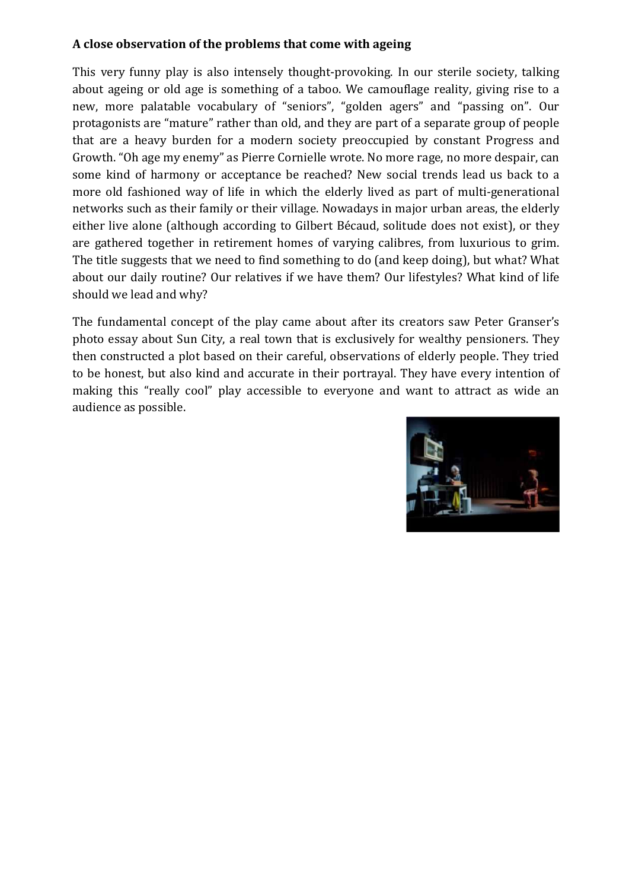**A close observation of the problems that come with ageing**

This very funny play is also intensely thought-provoking. In our sterile society, talking about ageing or old age is something of a taboo. We camouflage reality, giving rise to a new, more palatable vocabulary of "seniors", "golden agers" and "passing on". Our protagonists are "mature" rather than old, and they are part of a separate group of people that are a heavy burden for a modern society preoccupied by constant Progress and Growth. "Oh age my enemy" as Pierre Cornielle wrote. No more rage, no more despair, can some kind of harmony or acceptance be reached? New social trends lead us back to a more old fashioned way of life in which the elderly lived as part of multi-generational networks such as their family or their village. Nowadays in major urban areas, the elderly either live alone (although according to Gilbert Bécaud, solitude does not exist), or they are gathered together in retirement homes of varying calibres, from luxurious to grim. The title suggests that we need to find something to do (and keep doing), but what? What about our daily routine? Our relatives if we have them? Our lifestyles? What kind of life should we lead and why?

The fundamental concept of the play came about after its creators saw Peter Granser's photo essay about Sun City, a real town that is exclusively for wealthy pensioners. They then constructed a plot based on their careful, observations of elderly people. They tried to be honest, but also kind and accurate in their portrayal. They have every intention of making this "really cool" play accessible to everyone and want to attract as wide an audience as possible.